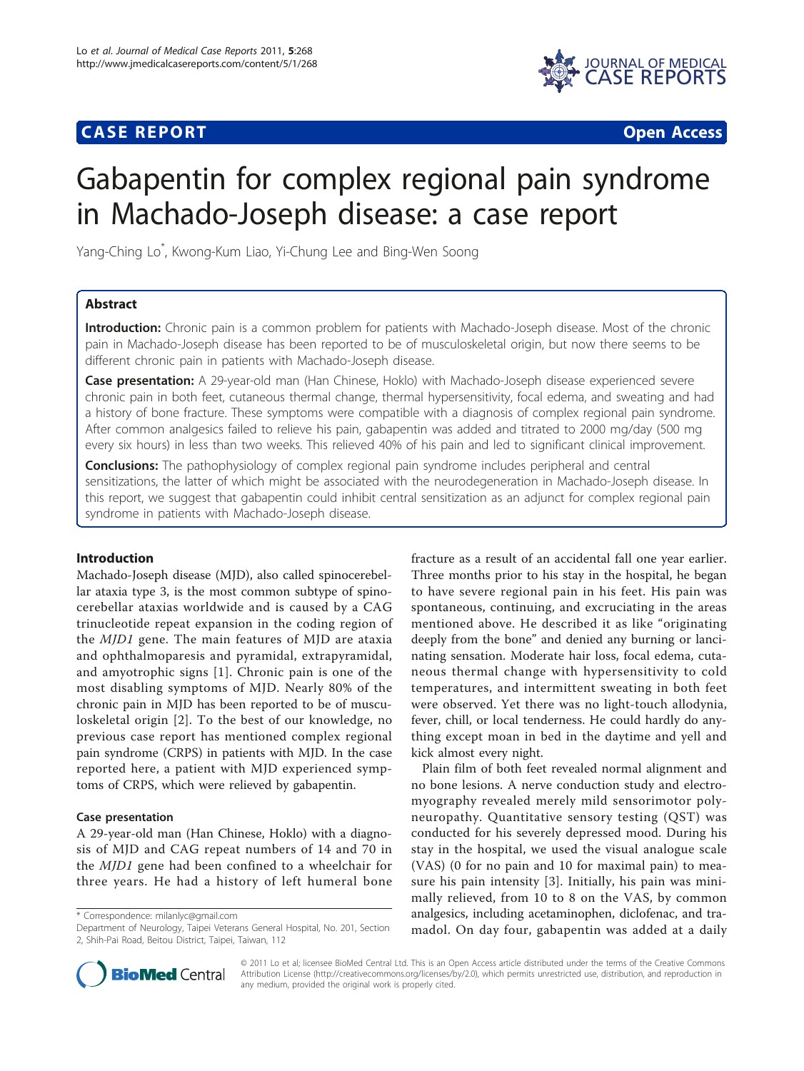CASE REPORT — Open Access

# Gabapentin for complex regional pain syndrome in Machado-Joseph disease: a case report

Yang-Ching Lo*, Kwong-Kum Liao, Yi-Chung Lee and Bing-Wen Soong

## Abstract

**Introduction:** Chronic pain is a common problem for patients with Machado-Joseph disease. Most of the chronic pain in Machado-Joseph disease has been reported to be of musculoskeletal origin, but now there seems to be different chronic pain in patients with Machado-Joseph disease.

**Case presentation:** A 29-year-old man (Han Chinese, Hoklo) with Machado-Joseph disease experienced severe chronic pain in both feet, cutaneous thermal change, thermal hypersensitivity, focal edema, and sweating and had a history of bone fracture. These symptoms were compatible with a diagnosis of complex regional pain syndrome. After common analgesics failed to relieve his pain, gabapentin was added and titrated to 2000 mg/day (500 mg every six hours) in less than two weeks. This relieved 40% of his pain and led to significant clinical improvement.

**Conclusions:** The pathophysiology of complex regional pain syndrome includes peripheral and central sensitizations, the latter of which might be associated with the neurodegeneration in Machado-Joseph disease. In this report, we suggest that gabapentin could inhibit central sensitization as an adjunct for complex regional pain syndrome in patients with Machado-Joseph disease.

## Introduction

Machado-Joseph disease (MJD), also called spinocerebellar ataxia type 3, is the most common subtype of spinocerebellar ataxias worldwide and is caused by a CAG trinucleotide repeat expansion in the coding region of the *MJD1* gene. The main features of MJD are ataxia and ophthalmoparesis and pyramidal, extrapyramidal, and amyotrophic signs [1]. Chronic pain is one of the most disabling symptoms of MJD. Nearly 80% of the chronic pain in MJD has been reported to be of musculoskeletal origin [2]. To the best of our knowledge, no previous case report has mentioned complex regional pain syndrome (CRPS) in patients with MJD. In the case reported here, a patient with MJD experienced symptoms of CRPS, which were relieved by gabapentin.

### Case presentation

A 29-year-old man (Han Chinese, Hoklo) with a diagnosis of MJD and CAG repeat numbers of 14 and 70 in the *MJD1* gene had been confined to a wheelchair for three years. He had a history of left humeral bone fracture as a result of an accidental fall one year earlier. Three months prior to his stay in the hospital, he began to have severe regional pain in his feet. His pain was spontaneous, continuing, and excruciating in the areas mentioned above. He described it as like "originating deeply from the bone" and denied any burning or lancinating sensation. Moderate hair loss, focal edema, cutaneous thermal change with hypersensitivity to cold temperatures, and intermittent sweating in both feet were observed. Yet there was no light-touch allodynia, fever, chill, or local tenderness. He could hardly do anything except moan in bed in the daytime and yell and kick almost every night.

Plain film of both feet revealed normal alignment and no bone lesions. A nerve conduction study and electromyography revealed merely mild sensorimotor polyneuropathy. Quantitative sensory testing (QST) was conducted for his severely depressed mood. During his stay in the hospital, we used the visual analogue scale (VAS) (0 for no pain and 10 for maximal pain) to measure his pain intensity [3]. Initially, his pain was minimally relieved, from 10 to 8 on the VAS, by common analgesics, including acetaminophen, diclofenac, and tramadol. On day four, gabapentin was added at a daily

\* Correspondence: milanlyc@gmail.com
Department of Neurology, Taipei Veterans General Hospital, No. 201, Section 2, Shih-Pai Road, Beitou District, Taipei, Taiwan, 112

© 2011 Lo et al; licensee BioMed Central Ltd. This is an Open Access article distributed under the terms of the Creative Commons Attribution License (http://creativecommons.org/licenses/by/2.0), which permits unrestricted use, distribution, and reproduction in any medium, provided the original work is properly cited.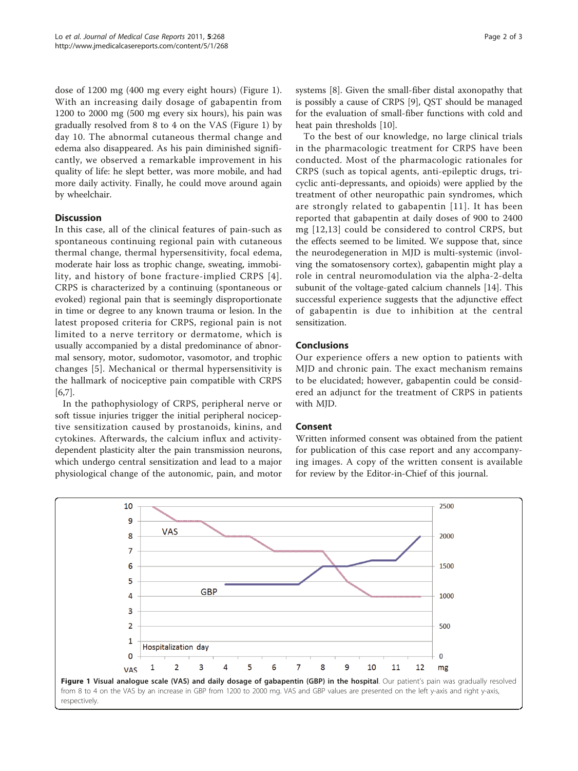dose of 1200 mg (400 mg every eight hours) (Figure 1). With an increasing daily dosage of gabapentin from 1200 to 2000 mg (500 mg every six hours), his pain was gradually resolved from 8 to 4 on the VAS (Figure 1) by day 10. The abnormal cutaneous thermal change and edema also disappeared. As his pain diminished significantly, we observed a remarkable improvement in his quality of life: he slept better, was more mobile, and had more daily activity. Finally, he could move around again by wheelchair.

## Discussion

In this case, all of the clinical features of pain-such as spontaneous continuing regional pain with cutaneous thermal change, thermal hypersensitivity, focal edema, moderate hair loss as trophic change, sweating, immobility, and history of bone fracture-implied CRPS [4]. CRPS is characterized by a continuing (spontaneous or evoked) regional pain that is seemingly disproportionate in time or degree to any known trauma or lesion. In the latest proposed criteria for CRPS, regional pain is not limited to a nerve territory or dermatome, which is usually accompanied by a distal predominance of abnormal sensory, motor, sudomotor, vasomotor, and trophic changes [5]. Mechanical or thermal hypersensitivity is the hallmark of nociceptive pain compatible with CRPS [6,7].

In the pathophysiology of CRPS, peripheral nerve or soft tissue injuries trigger the initial peripheral nociceptive sensitization caused by prostanoids, kinins, and cytokines. Afterwards, the calcium influx and activity-dependent plasticity alter the pain transmission neurons, which undergo central sensitization and lead to a major physiological change of the autonomic, pain, and motor systems [8]. Given the small-fiber distal axonopathy that is possibly a cause of CRPS [9], QST should be managed for the evaluation of small-fiber functions with cold and heat pain thresholds [10].

To the best of our knowledge, no large clinical trials in the pharmacologic treatment for CRPS have been conducted. Most of the pharmacologic rationales for CRPS (such as topical agents, anti-epileptic drugs, tricyclic anti-depressants, and opioids) were applied by the treatment of other neuropathic pain syndromes, which are strongly related to gabapentin [11]. It has been reported that gabapentin at daily doses of 900 to 2400 mg [12,13] could be considered to control CRPS, but the effects seemed to be limited. We suppose that, since the neurodegeneration in MJD is multi-systemic (involving the somatosensory cortex), gabapentin might play a role in central neuromodulation via the alpha-2-delta subunit of the voltage-gated calcium channels [14]. This successful experience suggests that the adjunctive effect of gabapentin is due to inhibition at the central sensitization.

## Conclusions

Our experience offers a new option to patients with MJD and chronic pain. The exact mechanism remains to be elucidated; however, gabapentin could be considered an adjunct for the treatment of CRPS in patients with MJD.

## Consent

Written informed consent was obtained from the patient for publication of this case report and any accompanying images. A copy of the written consent is available for review by the Editor-in-Chief of this journal.

**Figure 1 Visual analogue scale (VAS) and daily dosage of gabapentin (GBP) in the hospital**. Our patient's pain was gradually resolved from 8 to 4 on the VAS by an increase in GBP from 1200 to 2000 mg. VAS and GBP values are presented on the left y-axis and right y-axis, respectively.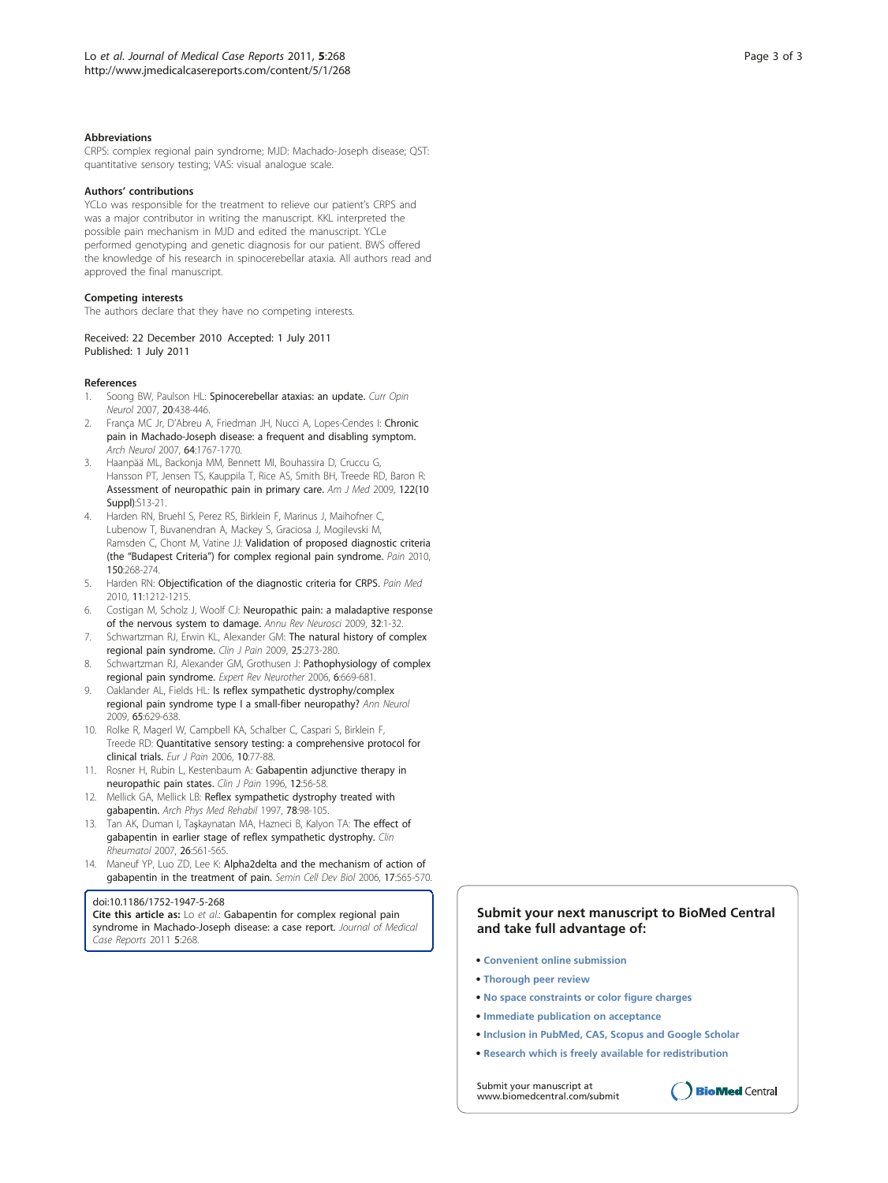### Abbreviations

CRPS: complex regional pain syndrome; MJD: Machado-Joseph disease; QST: quantitative sensory testing; VAS: visual analogue scale.

### Authors' contributions

YCLo was responsible for the treatment to relieve our patient's CRPS and was a major contributor in writing the manuscript. KKL interpreted the possible pain mechanism in MJD and edited the manuscript. YCLe performed genotyping and genetic diagnosis for our patient. BWS offered the knowledge of his research in spinocerebellar ataxia. All authors read and approved the final manuscript.

### Competing interests

The authors declare that they have no competing interests.

Received: 22 December 2010 Accepted: 1 July 2011
Published: 1 July 2011

### References

1. Soong BW, Paulson HL: **Spinocerebellar ataxias: an update.** *Curr Opin Neurol* 2007, **20**:438-446.
2. França MC Jr, D'Abreu A, Friedman JH, Nucci A, Lopes-Cendes I: **Chronic pain in Machado-Joseph disease: a frequent and disabling symptom.** *Arch Neurol* 2007, **64**:1767-1770.
3. Haanpää ML, Backonja MM, Bennett MI, Bouhassira D, Cruccu G, Hansson PT, Jensen TS, Kauppila T, Rice AS, Smith BH, Treede RD, Baron R: **Assessment of neuropathic pain in primary care.** *Am J Med* 2009, **122(10 Suppl)**:S13-21.
4. Harden RN, Bruehl S, Perez RS, Birklein F, Marinus J, Maihofner C, Lubenow T, Buvanendran A, Mackey S, Graciosa J, Mogilevski M, Ramsden C, Chont M, Vatine JJ: **Validation of proposed diagnostic criteria (the "Budapest Criteria") for complex regional pain syndrome.** *Pain* 2010, **150**:268-274.
5. Harden RN: **Objectification of the diagnostic criteria for CRPS.** *Pain Med* 2010, **11**:1212-1215.
6. Costigan M, Scholz J, Woolf CJ: **Neuropathic pain: a maladaptive response of the nervous system to damage.** *Annu Rev Neurosci* 2009, **32**:1-32.
7. Schwartzman RJ, Erwin KL, Alexander GM: **The natural history of complex regional pain syndrome.** *Clin J Pain* 2009, **25**:273-280.
8. Schwartzman RJ, Alexander GM, Grothusen J: **Pathophysiology of complex regional pain syndrome.** *Expert Rev Neurother* 2006, **6**:669-681.
9. Oaklander AL, Fields HL: **Is reflex sympathetic dystrophy/complex regional pain syndrome type I a small-fiber neuropathy?** *Ann Neurol* 2009, **65**:629-638.
10. Rolke R, Magerl W, Campbell KA, Schalber C, Caspari S, Birklein F, Treede RD: **Quantitative sensory testing: a comprehensive protocol for clinical trials.** *Eur J Pain* 2006, **10**:77-88.
11. Rosner H, Rubin L, Kestenbaum A: **Gabapentin adjunctive therapy in neuropathic pain states.** *Clin J Pain* 1996, **12**:56-58.
12. Mellick GA, Mellick LB: **Reflex sympathetic dystrophy treated with gabapentin.** *Arch Phys Med Rehabil* 1997, **78**:98-105.
13. Tan AK, Duman I, Taşkaynatan MA, Hazneci B, Kalyon TA: **The effect of gabapentin in earlier stage of reflex sympathetic dystrophy.** *Clin Rheumatol* 2007, **26**:561-565.
14. Maneuf YP, Luo ZD, Lee K: **Alpha2delta and the mechanism of action of gabapentin in the treatment of pain.** *Semin Cell Dev Biol* 2006, **17**:565-570.

doi:10.1186/1752-1947-5-268
**Cite this article as:** Lo *et al.*: Gabapentin for complex regional pain syndrome in Machado-Joseph disease: a case report. *Journal of Medical Case Reports* 2011 **5**:268.

**Submit your next manuscript to BioMed Central and take full advantage of:**

- **Convenient online submission**
- **Thorough peer review**
- **No space constraints or color figure charges**
- **Immediate publication on acceptance**
- **Inclusion in PubMed, CAS, Scopus and Google Scholar**
- **Research which is freely available for redistribution**

Submit your manuscript at
www.biomedcentral.com/submit

BioMed Central